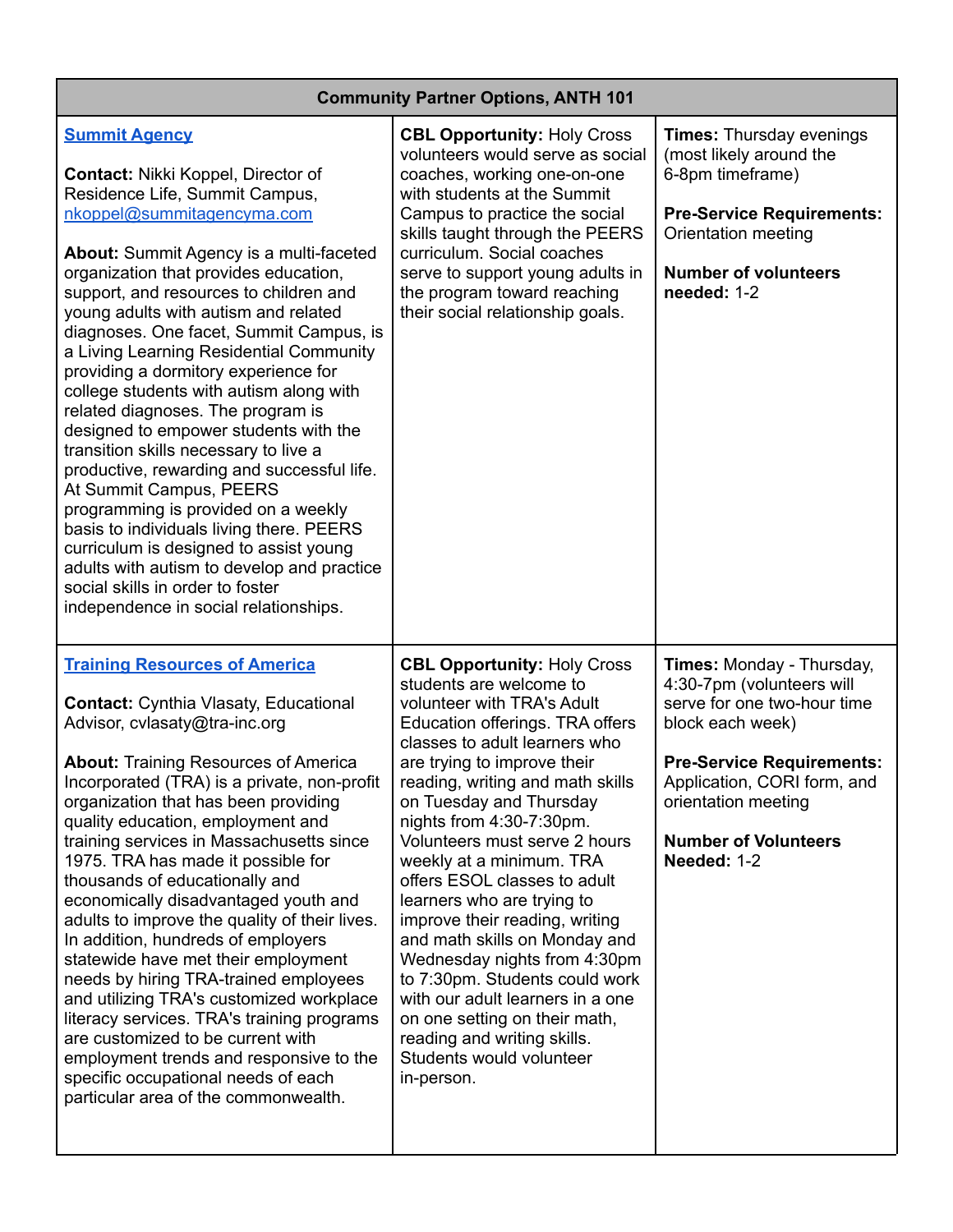| Community Partner Options, ANTH 101 | | |
|---|---|---|
| **[Summit Agency](#)**<br><br>**Contact:** Nikki Koppel, Director of Residence Life, Summit Campus, [nkoppel@summitagencyma.com](mailto:nkoppel@summitagencyma.com)<br><br>**About:** Summit Agency is a multi-faceted organization that provides education, support, and resources to children and young adults with autism and related diagnoses. One facet, Summit Campus, is a Living Learning Residential Community providing a dormitory experience for college students with autism along with related diagnoses. The program is designed to empower students with the transition skills necessary to live a productive, rewarding and successful life. At Summit Campus, PEERS programming is provided on a weekly basis to individuals living there. PEERS curriculum is designed to assist young adults with autism to develop and practice social skills in order to foster independence in social relationships. | **CBL Opportunity:** Holy Cross volunteers would serve as social coaches, working one-on-one with students at the Summit Campus to practice the social skills taught through the PEERS curriculum. Social coaches serve to support young adults in the program toward reaching their social relationship goals. | **Times:** Thursday evenings (most likely around the 6-8pm timeframe)<br><br>**Pre-Service Requirements:** Orientation meeting<br><br>**Number of volunteers needed:** 1-2 |
| **[Training Resources of America](#)**<br><br>**Contact:** Cynthia Vlasaty, Educational Advisor, cvlasaty@tra-inc.org<br><br>**About:** Training Resources of America Incorporated (TRA) is a private, non-profit organization that has been providing quality education, employment and training services in Massachusetts since 1975. TRA has made it possible for thousands of educationally and economically disadvantaged youth and adults to improve the quality of their lives. In addition, hundreds of employers statewide have met their employment needs by hiring TRA-trained employees and utilizing TRA's customized workplace literacy services. TRA's training programs are customized to be current with employment trends and responsive to the specific occupational needs of each particular area of the commonwealth. | **CBL Opportunity:** Holy Cross students are welcome to volunteer with TRA's Adult Education offerings. TRA offers classes to adult learners who are trying to improve their reading, writing and math skills on Tuesday and Thursday nights from 4:30-7:30pm. Volunteers must serve 2 hours weekly at a minimum. TRA offers ESOL classes to adult learners who are trying to improve their reading, writing and math skills on Monday and Wednesday nights from 4:30pm to 7:30pm. Students could work with our adult learners in a one on one setting on their math, reading and writing skills. Students would volunteer in-person. | **Times:** Monday - Thursday, 4:30-7pm (volunteers will serve for one two-hour time block each week)<br><br>**Pre-Service Requirements:** Application, CORI form, and orientation meeting<br><br>**Number of Volunteers Needed:** 1-2 |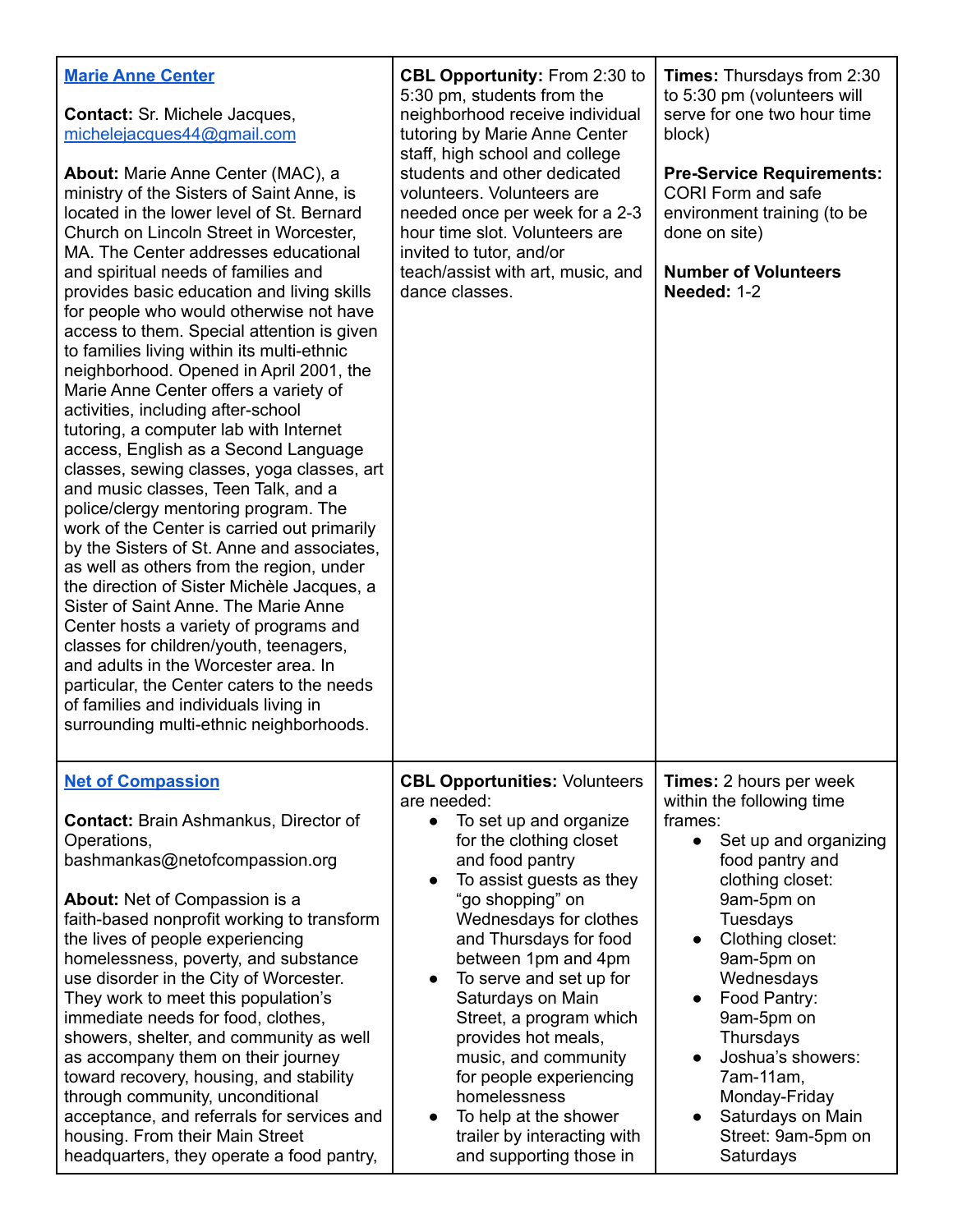| | | |
|---|---|---|
| **[Marie Anne Center](#)**<br><br>**Contact:** Sr. Michele Jacques, michelejacques44@gmail.com<br><br>**About:** Marie Anne Center (MAC), a ministry of the Sisters of Saint Anne, is located in the lower level of St. Bernard Church on Lincoln Street in Worcester, MA. The Center addresses educational and spiritual needs of families and provides basic education and living skills for people who would otherwise not have access to them. Special attention is given to families living within its multi-ethnic neighborhood. Opened in April 2001, the Marie Anne Center offers a variety of activities, including after-school tutoring, a computer lab with Internet access, English as a Second Language classes, sewing classes, yoga classes, art and music classes, Teen Talk, and a police/clergy mentoring program. The work of the Center is carried out primarily by the Sisters of St. Anne and associates, as well as others from the region, under the direction of Sister Michèle Jacques, a Sister of Saint Anne. The Marie Anne Center hosts a variety of programs and classes for children/youth, teenagers, and adults in the Worcester area. In particular, the Center caters to the needs of families and individuals living in surrounding multi-ethnic neighborhoods. | **CBL Opportunity:** From 2:30 to 5:30 pm, students from the neighborhood receive individual tutoring by Marie Anne Center staff, high school and college students and other dedicated volunteers. Volunteers are needed once per week for a 2-3 hour time slot. Volunteers are invited to tutor, and/or teach/assist with art, music, and dance classes. | **Times:** Thursdays from 2:30 to 5:30 pm (volunteers will serve for one two hour time block)<br><br>**Pre-Service Requirements:** CORI Form and safe environment training (to be done on site)<br><br>**Number of Volunteers Needed:** 1-2 |
| **[Net of Compassion](#)**<br><br>**Contact:** Brain Ashmankus, Director of Operations, bashmankas@netofcompassion.org<br><br>**About:** Net of Compassion is a faith-based nonprofit working to transform the lives of people experiencing homelessness, poverty, and substance use disorder in the City of Worcester. They work to meet this population's immediate needs for food, clothes, showers, shelter, and community as well as accompany them on their journey toward recovery, housing, and stability through community, unconditional acceptance, and referrals for services and housing. From their Main Street headquarters, they operate a food pantry, | **CBL Opportunities:** Volunteers are needed:<br>• To set up and organize for the clothing closet and food pantry<br>• To assist guests as they "go shopping" on Wednesdays for clothes and Thursdays for food between 1pm and 4pm<br>• To serve and set up for Saturdays on Main Street, a program which provides hot meals, music, and community for people experiencing homelessness<br>• To help at the shower trailer by interacting with and supporting those in | **Times:** 2 hours per week within the following time frames:<br>• Set up and organizing food pantry and clothing closet: 9am-5pm on Tuesdays<br>• Clothing closet: 9am-5pm on Wednesdays<br>• Food Pantry: 9am-5pm on Thursdays<br>• Joshua's showers: 7am-11am, Monday-Friday<br>• Saturdays on Main Street: 9am-5pm on Saturdays |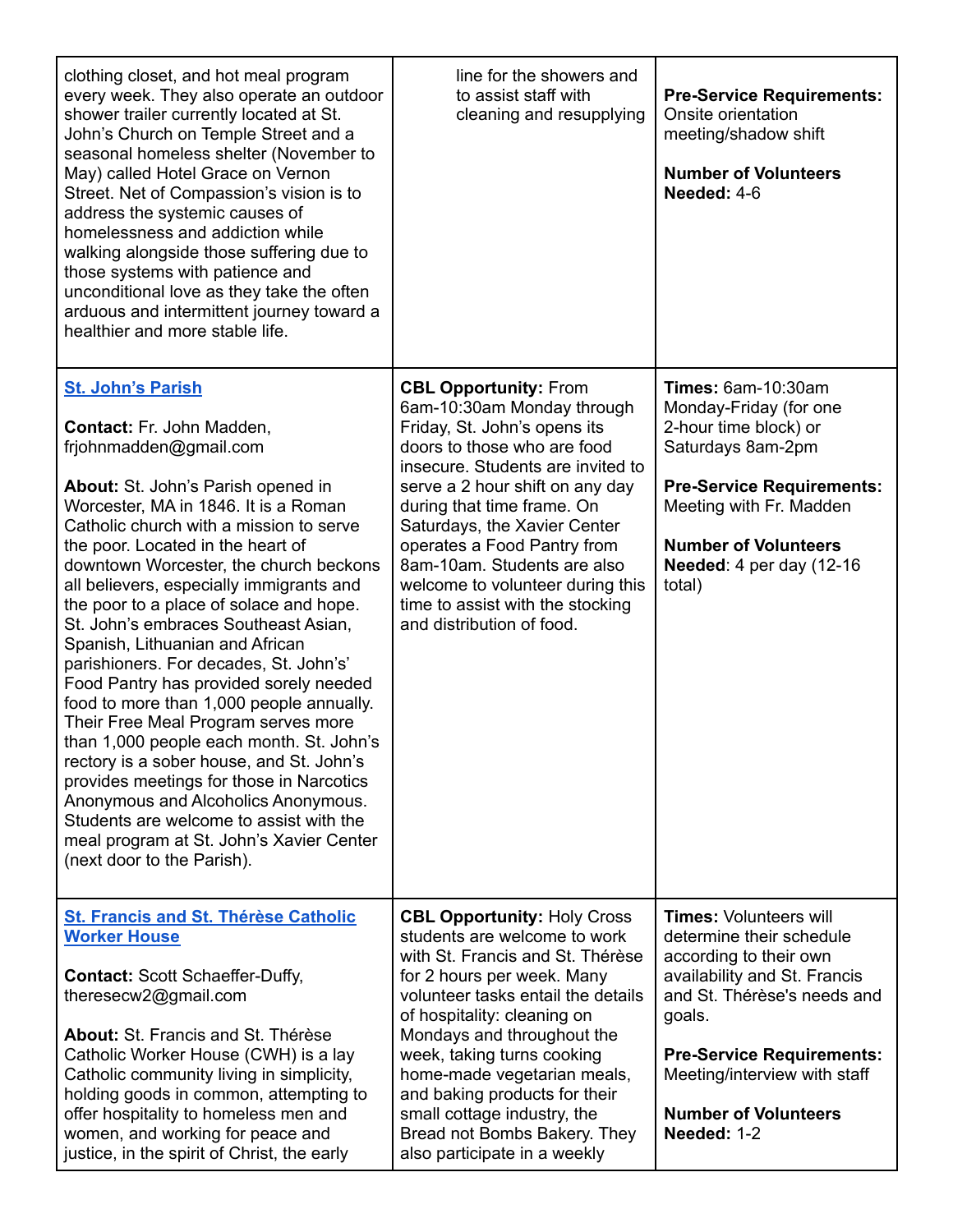| | | |
|---|---|---|
| clothing closet, and hot meal program every week. They also operate an outdoor shower trailer currently located at St. John's Church on Temple Street and a seasonal homeless shelter (November to May) called Hotel Grace on Vernon Street. Net of Compassion's vision is to address the systemic causes of homelessness and addiction while walking alongside those suffering due to those systems with patience and unconditional love as they take the often arduous and intermittent journey toward a healthier and more stable life. | line for the showers and to assist staff with cleaning and resupplying | **Pre-Service Requirements:** Onsite orientation meeting/shadow shift<br><br>**Number of Volunteers Needed:** 4-6 |
| **[St. John's Parish]()**<br><br>**Contact:** Fr. John Madden, frjohnmadden@gmail.com<br><br>**About:** St. John's Parish opened in Worcester, MA in 1846. It is a Roman Catholic church with a mission to serve the poor. Located in the heart of downtown Worcester, the church beckons all believers, especially immigrants and the poor to a place of solace and hope. St. John's embraces Southeast Asian, Spanish, Lithuanian and African parishioners. For decades, St. John's' Food Pantry has provided sorely needed food to more than 1,000 people annually. Their Free Meal Program serves more than 1,000 people each month. St. John's rectory is a sober house, and St. John's provides meetings for those in Narcotics Anonymous and Alcoholics Anonymous. Students are welcome to assist with the meal program at St. John's Xavier Center (next door to the Parish). | **CBL Opportunity:** From 6am-10:30am Monday through Friday, St. John's opens its doors to those who are food insecure. Students are invited to serve a 2 hour shift on any day during that time frame. On Saturdays, the Xavier Center operates a Food Pantry from 8am-10am. Students are also welcome to volunteer during this time to assist with the stocking and distribution of food. | **Times:** 6am-10:30am Monday-Friday (for one 2-hour time block) or Saturdays 8am-2pm<br><br>**Pre-Service Requirements:** Meeting with Fr. Madden<br><br>**Number of Volunteers Needed**: 4 per day (12-16 total) |
| **[St. Francis and St. Thérèse Catholic Worker House]()**<br><br>**Contact:** Scott Schaeffer-Duffy, theresecw2@gmail.com<br><br>**About:** St. Francis and St. Thérèse Catholic Worker House (CWH) is a lay Catholic community living in simplicity, holding goods in common, attempting to offer hospitality to homeless men and women, and working for peace and justice, in the spirit of Christ, the early | **CBL Opportunity:** Holy Cross students are welcome to work with St. Francis and St. Thérèse for 2 hours per week. Many volunteer tasks entail the details of hospitality: cleaning on Mondays and throughout the week, taking turns cooking home-made vegetarian meals, and baking products for their small cottage industry, the Bread not Bombs Bakery. They also participate in a weekly | **Times:** Volunteers will determine their schedule according to their own availability and St. Francis and St. Thérèse's needs and goals.<br><br>**Pre-Service Requirements:** Meeting/interview with staff<br><br>**Number of Volunteers Needed:** 1-2 |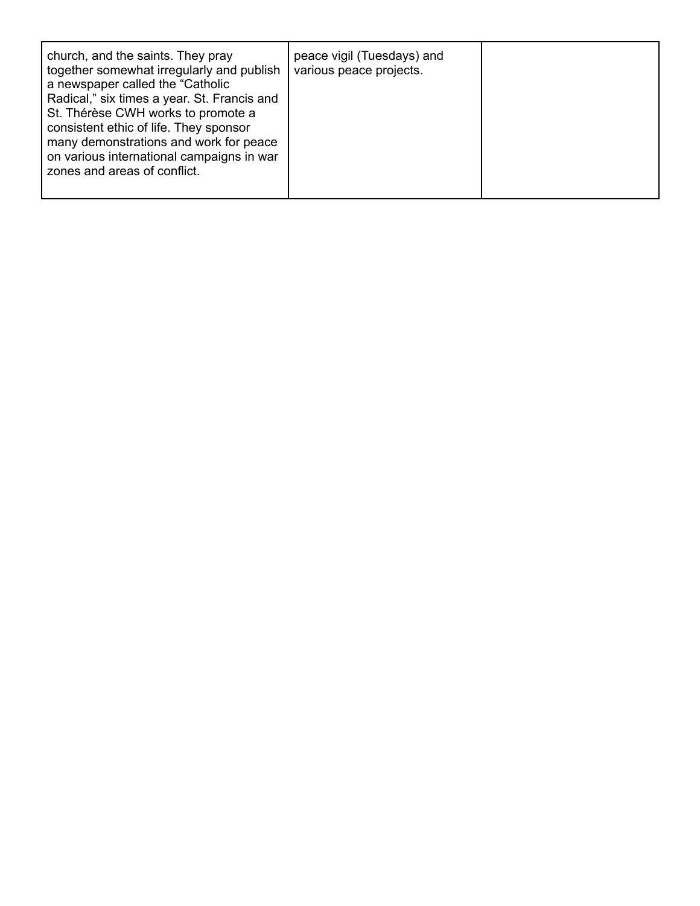| | | |
|---|---|---|
| church, and the saints. They pray together somewhat irregularly and publish a newspaper called the "Catholic Radical," six times a year. St. Francis and St. Thérèse CWH works to promote a consistent ethic of life. They sponsor many demonstrations and work for peace on various international campaigns in war zones and areas of conflict. | peace vigil (Tuesdays) and various peace projects. | |